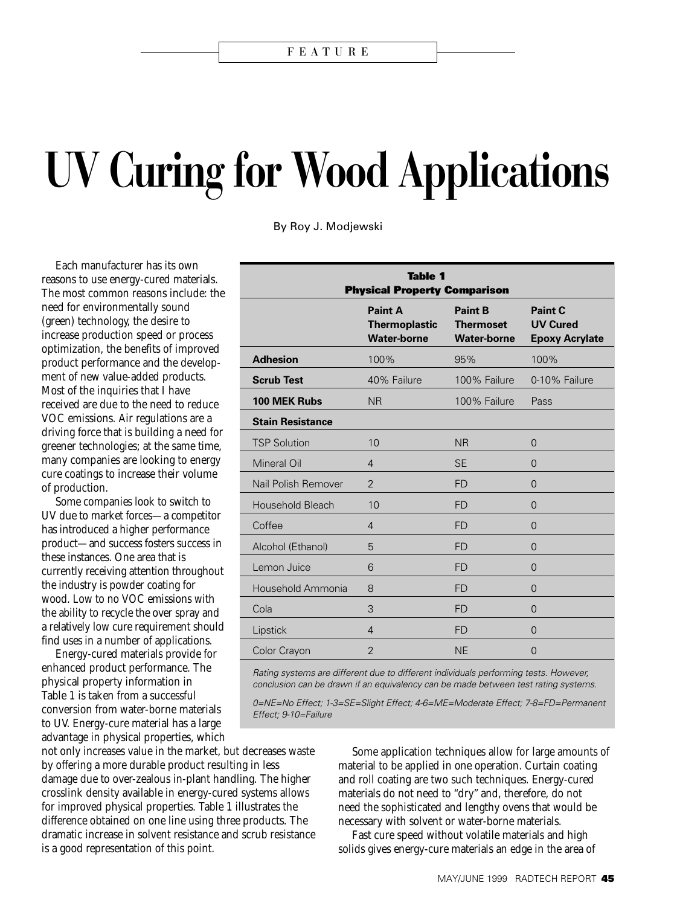FEATURE

# UV Curing for Wood Applications

By Roy J. Modjewski

Each manufacturer has its own reasons to use energy-cured materials. The most common reasons include: the need for environmentally sound (green) technology, the desire to increase production speed or process optimization, the benefits of improved product performance and the development of new value-added products. Most of the inquiries that I have received are due to the need to reduce VOC emissions. Air regulations are a driving force that is building a need for greener technologies; at the same time, many companies are looking to energy cure coatings to increase their volume of production.

Some companies look to switch to UV due to market forces—a competitor has introduced a higher performance product—and success fosters success in these instances. One area that is currently receiving attention throughout the industry is powder coating for wood. Low to no VOC emissions with the ability to recycle the over spray and a relatively low cure requirement should find uses in a number of applications.

Energy-cured materials provide for enhanced product performance. The physical property information in Table 1 is taken from a successful conversion from water-borne materials to UV. Energy-cure material has a large advantage in physical properties, which not only increases value in the market, but decreases waste by offering a more durable product resulting in less damage due to over-zealous in-plant handling. The higher crosslink density available in energy-cured systems allows for improved physical properties. Table 1 illustrates the difference obtained on one line using three products. The dramatic increase in solvent resistance and scrub resistance is a good representation of this point.

**Table 1**
**Physical Property Comparison**

| | Paint A Thermoplastic Water-borne | Paint B Thermoset Water-borne | Paint C UV Cured Epoxy Acrylate |
|---|---|---|---|
| **Adhesion** | 100% | 95% | 100% |
| **Scrub Test** | 40% Failure | 100% Failure | 0-10% Failure |
| **100 MEK Rubs** | NR | 100% Failure | Pass |
| **Stain Resistance** | | | |
| TSP Solution | 10 | NR | 0 |
| Mineral Oil | 4 | SE | 0 |
| Nail Polish Remover | 2 | FD | 0 |
| Household Bleach | 10 | FD | 0 |
| Coffee | 4 | FD | 0 |
| Alcohol (Ethanol) | 5 | FD | 0 |
| Lemon Juice | 6 | FD | 0 |
| Household Ammonia | 8 | FD | 0 |
| Cola | 3 | FD | 0 |
| Lipstick | 4 | FD | 0 |
| Color Crayon | 2 | NE | 0 |

*Rating systems are different due to different individuals performing tests. However, conclusion can be drawn if an equivalency can be made between test rating systems.*

*0=NE=No Effect; 1-3=SE=Slight Effect; 4-6=ME=Moderate Effect; 7-8=FD=Permanent Effect; 9-10=Failure*

Some application techniques allow for large amounts of material to be applied in one operation. Curtain coating and roll coating are two such techniques. Energy-cured materials do not need to "dry" and, therefore, do not need the sophisticated and lengthy ovens that would be necessary with solvent or water-borne materials.

Fast cure speed without volatile materials and high solids gives energy-cure materials an edge in the area of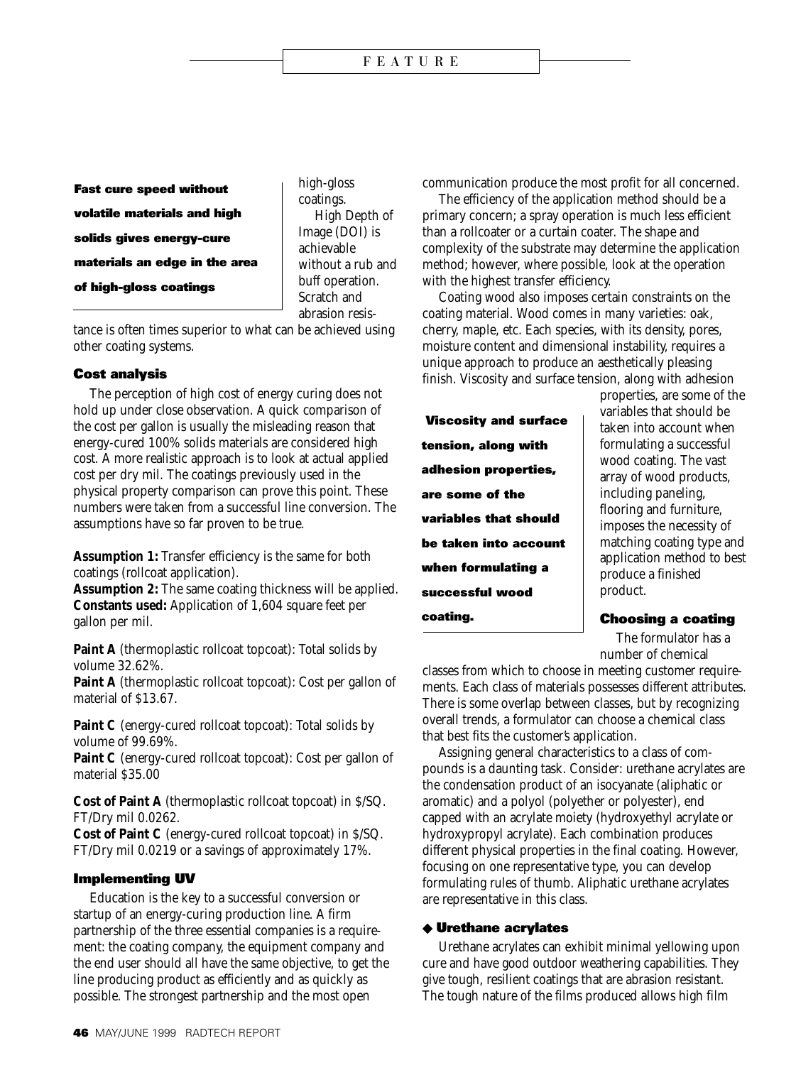**Fast cure speed without volatile materials and high solids gives energy-cure materials an edge in the area of high-gloss coatings**

high-gloss coatings.

High Depth of Image (DOI) is achievable without a rub and buff operation. Scratch and abrasion resistance is often times superior to what can be achieved using other coating systems.

### Cost analysis

The perception of high cost of energy curing does not hold up under close observation. A quick comparison of the cost per gallon is usually the misleading reason that energy-cured 100% solids materials are considered high cost. A more realistic approach is to look at actual applied cost per dry mil. The coatings previously used in the physical property comparison can prove this point. These numbers were taken from a successful line conversion. The assumptions have so far proven to be true.

**Assumption 1:** Transfer efficiency is the same for both coatings (rollcoat application).
**Assumption 2:** The same coating thickness will be applied.
**Constants used:** Application of 1,604 square feet per gallon per mil.

**Paint A** (thermoplastic rollcoat topcoat): Total solids by volume 32.62%.
**Paint A** (thermoplastic rollcoat topcoat): Cost per gallon of material of $13.67.

**Paint C** (energy-cured rollcoat topcoat): Total solids by volume of 99.69%.
**Paint C** (energy-cured rollcoat topcoat): Cost per gallon of material $35.00

**Cost of Paint A** (thermoplastic rollcoat topcoat) in $/SQ. FT/Dry mil 0.0262.
**Cost of Paint C** (energy-cured rollcoat topcoat) in $/SQ. FT/Dry mil 0.0219 or a savings of approximately 17%.

### Implementing UV

Education is the key to a successful conversion or startup of an energy-curing production line. A firm partnership of the three essential companies is a requirement: the coating company, the equipment company and the end user should all have the same objective, to get the line producing product as efficiently and as quickly as possible. The strongest partnership and the most open communication produce the most profit for all concerned.

The efficiency of the application method should be a primary concern; a spray operation is much less efficient than a rollcoater or a curtain coater. The shape and complexity of the substrate may determine the application method; however, where possible, look at the operation with the highest transfer efficiency.

Coating wood also imposes certain constraints on the coating material. Wood comes in many varieties: oak, cherry, maple, etc. Each species, with its density, pores, moisture content and dimensional instability, requires a unique approach to produce an aesthetically pleasing finish. Viscosity and surface tension, along with adhesion properties, are some of the variables that should be taken into account when formulating a successful wood coating. The vast array of wood products, including paneling, flooring and furniture, imposes the necessity of matching coating type and application method to best produce a finished product.

**Viscosity and surface tension, along with adhesion properties, are some of the variables that should be taken into account when formulating a successful wood coating.**

### Choosing a coating

The formulator has a number of chemical classes from which to choose in meeting customer requirements. Each class of materials possesses different attributes. There is some overlap between classes, but by recognizing overall trends, a formulator can choose a chemical class that best fits the customer's application.

Assigning general characteristics to a class of compounds is a daunting task. Consider: urethane acrylates are the condensation product of an isocyanate (aliphatic or aromatic) and a polyol (polyether or polyester), end capped with an acrylate moiety (hydroxyethyl acrylate or hydroxypropyl acrylate). Each combination produces different physical properties in the final coating. However, focusing on one representative type, you can develop formulating rules of thumb. Aliphatic urethane acrylates are representative in this class.

#### ◆ Urethane acrylates

Urethane acrylates can exhibit minimal yellowing upon cure and have good outdoor weathering capabilities. They give tough, resilient coatings that are abrasion resistant. The tough nature of the films produced allows high film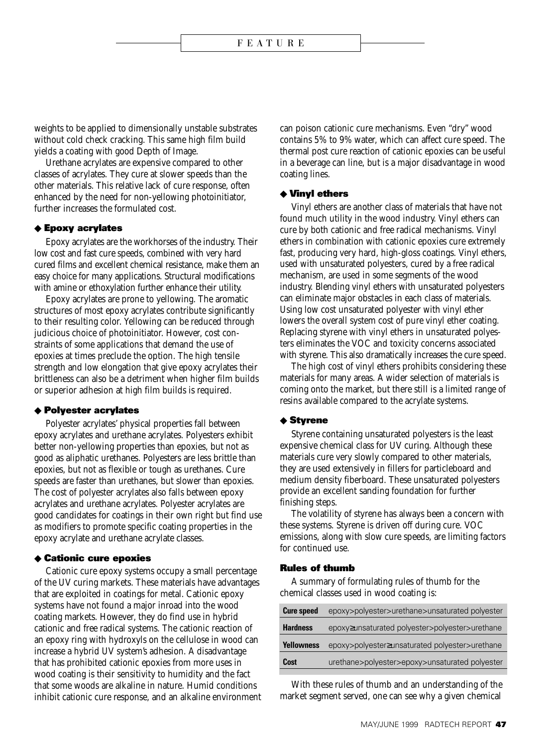weights to be applied to dimensionally unstable substrates without cold check cracking. This same high film build yields a coating with good Depth of Image.

Urethane acrylates are expensive compared to other classes of acrylates. They cure at slower speeds than the other materials. This relative lack of cure response, often enhanced by the need for non-yellowing photoinitiator, further increases the formulated cost.

### ◆ Epoxy acrylates

Epoxy acrylates are the workhorses of the industry. Their low cost and fast cure speeds, combined with very hard cured films and excellent chemical resistance, make them an easy choice for many applications. Structural modifications with amine or ethoxylation further enhance their utility.

Epoxy acrylates are prone to yellowing. The aromatic structures of most epoxy acrylates contribute significantly to their resulting color. Yellowing can be reduced through judicious choice of photoinitiator. However, cost constraints of some applications that demand the use of epoxies at times preclude the option. The high tensile strength and low elongation that give epoxy acrylates their brittleness can also be a detriment when higher film builds or superior adhesion at high film builds is required.

### ◆ Polyester acrylates

Polyester acrylates' physical properties fall between epoxy acrylates and urethane acrylates. Polyesters exhibit better non-yellowing properties than epoxies, but not as good as aliphatic urethanes. Polyesters are less brittle than epoxies, but not as flexible or tough as urethanes. Cure speeds are faster than urethanes, but slower than epoxies. The cost of polyester acrylates also falls between epoxy acrylates and urethane acrylates. Polyester acrylates are good candidates for coatings in their own right but find use as modifiers to promote specific coating properties in the epoxy acrylate and urethane acrylate classes.

### ◆ Cationic cure epoxies

Cationic cure epoxy systems occupy a small percentage of the UV curing markets. These materials have advantages that are exploited in coatings for metal. Cationic epoxy systems have not found a major inroad into the wood coating markets. However, they do find use in hybrid cationic and free radical systems. The cationic reaction of an epoxy ring with hydroxyls on the cellulose in wood can increase a hybrid UV system's adhesion. A disadvantage that has prohibited cationic epoxies from more uses in wood coating is their sensitivity to humidity and the fact that some woods are alkaline in nature. Humid conditions inhibit cationic cure response, and an alkaline environment can poison cationic cure mechanisms. Even "dry" wood contains 5% to 9% water, which can affect cure speed. The thermal post cure reaction of cationic epoxies can be useful in a beverage can line, but is a major disadvantage in wood coating lines.

### ◆ Vinyl ethers

Vinyl ethers are another class of materials that have not found much utility in the wood industry. Vinyl ethers can cure by both cationic and free radical mechanisms. Vinyl ethers in combination with cationic epoxies cure extremely fast, producing very hard, high-gloss coatings. Vinyl ethers, used with unsaturated polyesters, cured by a free radical mechanism, are used in some segments of the wood industry. Blending vinyl ethers with unsaturated polyesters can eliminate major obstacles in each class of materials. Using low cost unsaturated polyester with vinyl ether lowers the overall system cost of pure vinyl ether coating. Replacing styrene with vinyl ethers in unsaturated polyesters eliminates the VOC and toxicity concerns associated with styrene. This also dramatically increases the cure speed.

The high cost of vinyl ethers prohibits considering these materials for many areas. A wider selection of materials is coming onto the market, but there still is a limited range of resins available compared to the acrylate systems.

### ◆ Styrene

Styrene containing unsaturated polyesters is the least expensive chemical class for UV curing. Although these materials cure very slowly compared to other materials, they are used extensively in fillers for particleboard and medium density fiberboard. These unsaturated polyesters provide an excellent sanding foundation for further finishing steps.

The volatility of styrene has always been a concern with these systems. Styrene is driven off during cure. VOC emissions, along with slow cure speeds, are limiting factors for continued use.

### Rules of thumb

A summary of formulating rules of thumb for the chemical classes used in wood coating is:

| | |
|---|---|
| **Cure speed** | epoxy>polyester>urethane>unsaturated polyester |
| **Hardness** | epoxy≥unsaturated polyester>polyester>urethane |
| **Yellowness** | epoxy>polyester≥unsaturated polyester>urethane |
| **Cost** | urethane>polyester>epoxy>unsaturated polyester |

With these rules of thumb and an understanding of the market segment served, one can see why a given chemical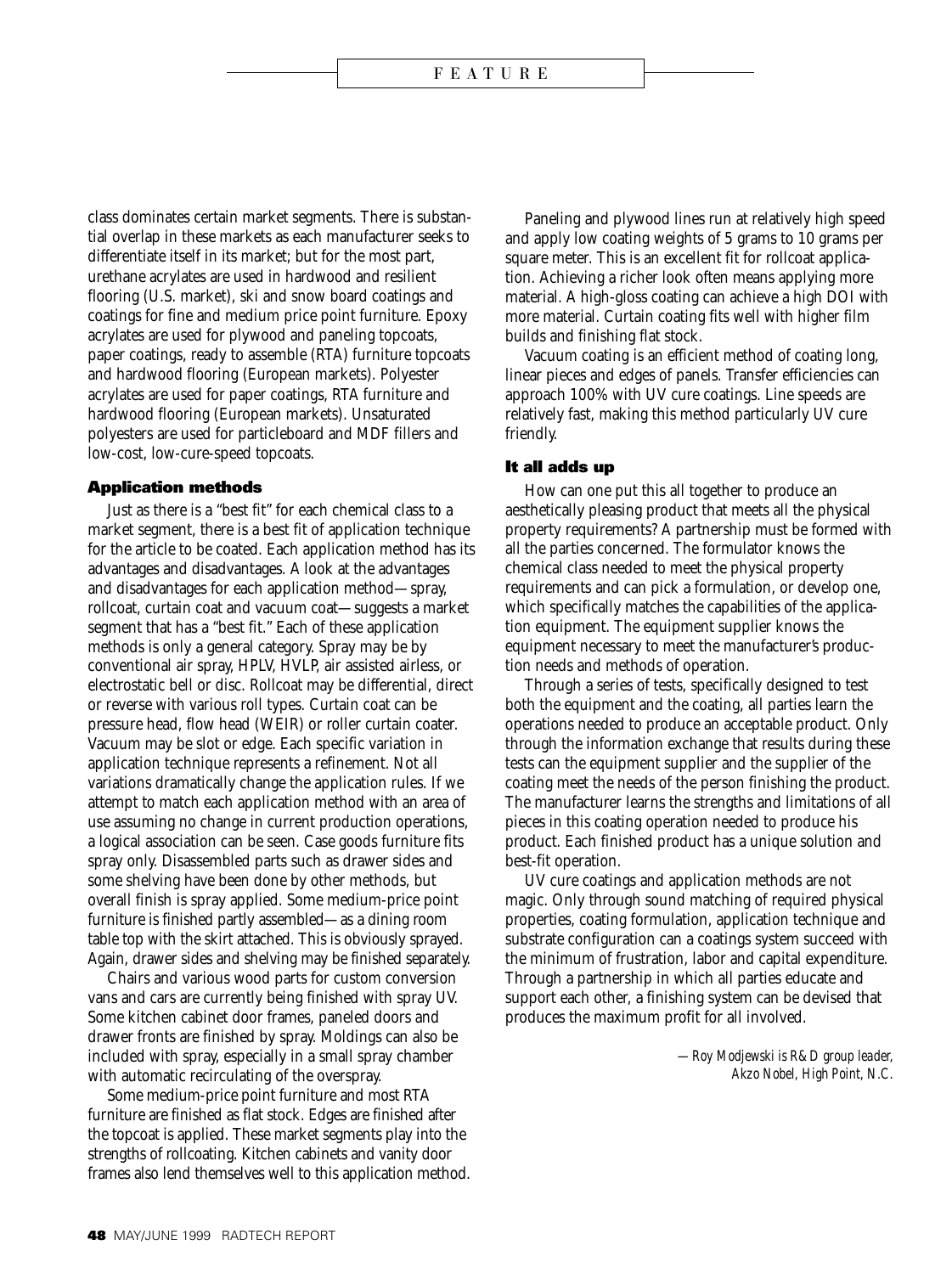class dominates certain market segments. There is substantial overlap in these markets as each manufacturer seeks to differentiate itself in its market; but for the most part, urethane acrylates are used in hardwood and resilient flooring (U.S. market), ski and snow board coatings and coatings for fine and medium price point furniture. Epoxy acrylates are used for plywood and paneling topcoats, paper coatings, ready to assemble (RTA) furniture topcoats and hardwood flooring (European markets). Polyester acrylates are used for paper coatings, RTA furniture and hardwood flooring (European markets). Unsaturated polyesters are used for particleboard and MDF fillers and low-cost, low-cure-speed topcoats.

### Application methods

Just as there is a "best fit" for each chemical class to a market segment, there is a best fit of application technique for the article to be coated. Each application method has its advantages and disadvantages. A look at the advantages and disadvantages for each application method—spray, rollcoat, curtain coat and vacuum coat—suggests a market segment that has a "best fit." Each of these application methods is only a general category. Spray may be by conventional air spray, HPLV, HVLP, air assisted airless, or electrostatic bell or disc. Rollcoat may be differential, direct or reverse with various roll types. Curtain coat can be pressure head, flow head (WEIR) or roller curtain coater. Vacuum may be slot or edge. Each specific variation in application technique represents a refinement. Not all variations dramatically change the application rules. If we attempt to match each application method with an area of use assuming no change in current production operations, a logical association can be seen. Case goods furniture fits spray only. Disassembled parts such as drawer sides and some shelving have been done by other methods, but overall finish is spray applied. Some medium-price point furniture is finished partly assembled—as a dining room table top with the skirt attached. This is obviously sprayed. Again, drawer sides and shelving may be finished separately.

Chairs and various wood parts for custom conversion vans and cars are currently being finished with spray UV. Some kitchen cabinet door frames, paneled doors and drawer fronts are finished by spray. Moldings can also be included with spray, especially in a small spray chamber with automatic recirculating of the overspray.

Some medium-price point furniture and most RTA furniture are finished as flat stock. Edges are finished after the topcoat is applied. These market segments play into the strengths of rollcoating. Kitchen cabinets and vanity door frames also lend themselves well to this application method.

Paneling and plywood lines run at relatively high speed and apply low coating weights of 5 grams to 10 grams per square meter. This is an excellent fit for rollcoat application. Achieving a richer look often means applying more material. A high-gloss coating can achieve a high DOI with more material. Curtain coating fits well with higher film builds and finishing flat stock.

Vacuum coating is an efficient method of coating long, linear pieces and edges of panels. Transfer efficiencies can approach 100% with UV cure coatings. Line speeds are relatively fast, making this method particularly UV cure friendly.

### It all adds up

How can one put this all together to produce an aesthetically pleasing product that meets all the physical property requirements? A partnership must be formed with all the parties concerned. The formulator knows the chemical class needed to meet the physical property requirements and can pick a formulation, or develop one, which specifically matches the capabilities of the application equipment. The equipment supplier knows the equipment necessary to meet the manufacturer's production needs and methods of operation.

Through a series of tests, specifically designed to test both the equipment and the coating, all parties learn the operations needed to produce an acceptable product. Only through the information exchange that results during these tests can the equipment supplier and the supplier of the coating meet the needs of the person finishing the product. The manufacturer learns the strengths and limitations of all pieces in this coating operation needed to produce his product. Each finished product has a unique solution and best-fit operation.

UV cure coatings and application methods are not magic. Only through sound matching of required physical properties, coating formulation, application technique and substrate configuration can a coatings system succeed with the minimum of frustration, labor and capital expenditure. Through a partnership in which all parties educate and support each other, a finishing system can be devised that produces the maximum profit for all involved.

*—Roy Modjewski is R&D group leader, Akzo Nobel, High Point, N.C.*